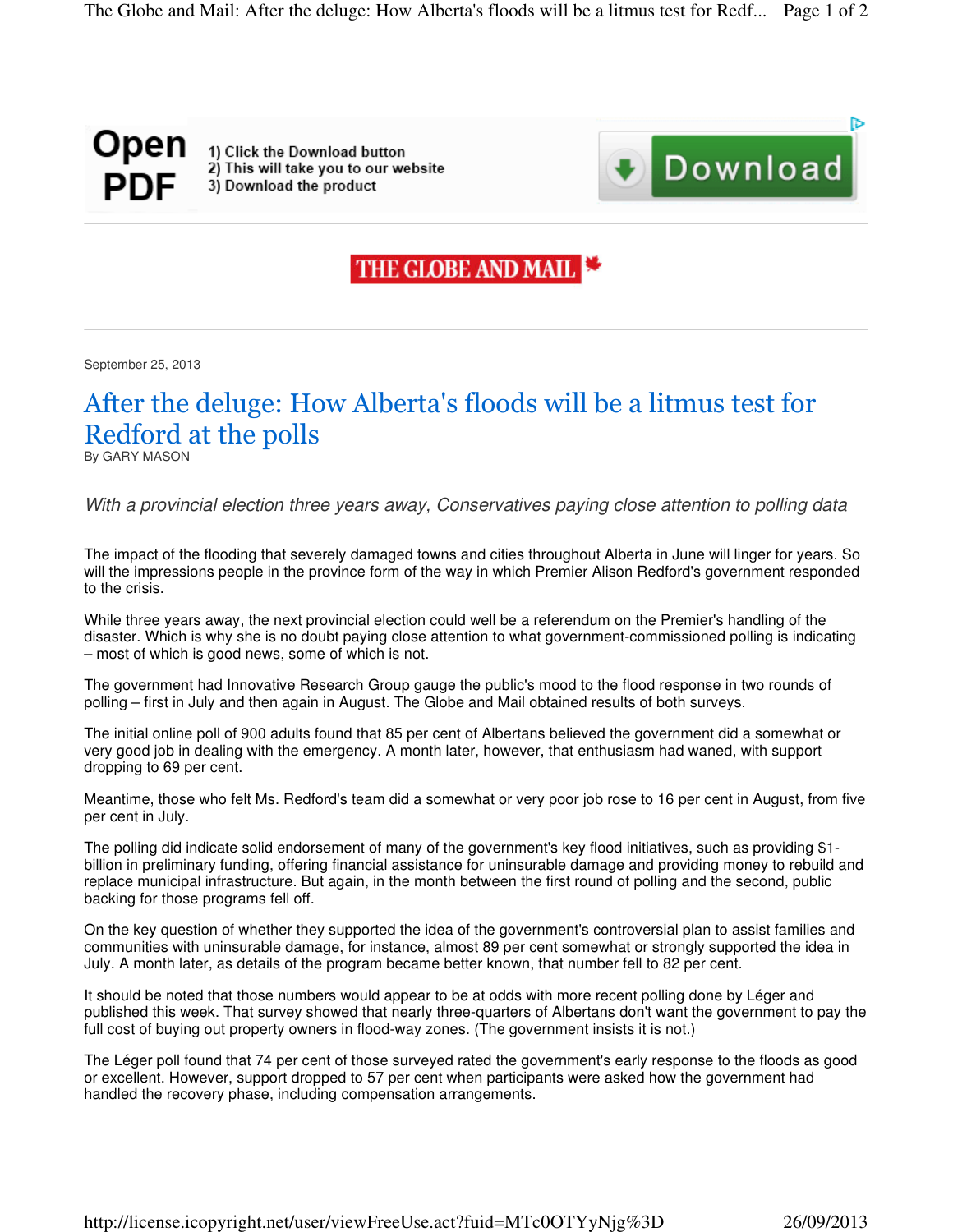September 25, 2013

# After the deluge: How Alberta's floods will be a litmus test for Redford at the polls

By GARY MASON

*With a provincial election three years away, Conservatives paying close attention to polling data*

The impact of the flooding that severely damaged towns and cities throughout Alberta in June will linger for years. So will the impressions people in the province form of the way in which Premier Alison Redford's government responded to the crisis.

While three years away, the next provincial election could well be a referendum on the Premier's handling of the disaster. Which is why she is no doubt paying close attention to what government-commissioned polling is indicating – most of which is good news, some of which is not.

The government had Innovative Research Group gauge the public's mood to the flood response in two rounds of polling – first in July and then again in August. The Globe and Mail obtained results of both surveys.

The initial online poll of 900 adults found that 85 per cent of Albertans believed the government did a somewhat or very good job in dealing with the emergency. A month later, however, that enthusiasm had waned, with support dropping to 69 per cent.

Meantime, those who felt Ms. Redford's team did a somewhat or very poor job rose to 16 per cent in August, from five per cent in July.

The polling did indicate solid endorsement of many of the government's key flood initiatives, such as providing $1-billion in preliminary funding, offering financial assistance for uninsurable damage and providing money to rebuild and replace municipal infrastructure. But again, in the month between the first round of polling and the second, public backing for those programs fell off.

On the key question of whether they supported the idea of the government's controversial plan to assist families and communities with uninsurable damage, for instance, almost 89 per cent somewhat or strongly supported the idea in July. A month later, as details of the program became better known, that number fell to 82 per cent.

It should be noted that those numbers would appear to be at odds with more recent polling done by Léger and published this week. That survey showed that nearly three-quarters of Albertans don't want the government to pay the full cost of buying out property owners in flood-way zones. (The government insists it is not.)

The Léger poll found that 74 per cent of those surveyed rated the government's early response to the floods as good or excellent. However, support dropped to 57 per cent when participants were asked how the government had handled the recovery phase, including compensation arrangements.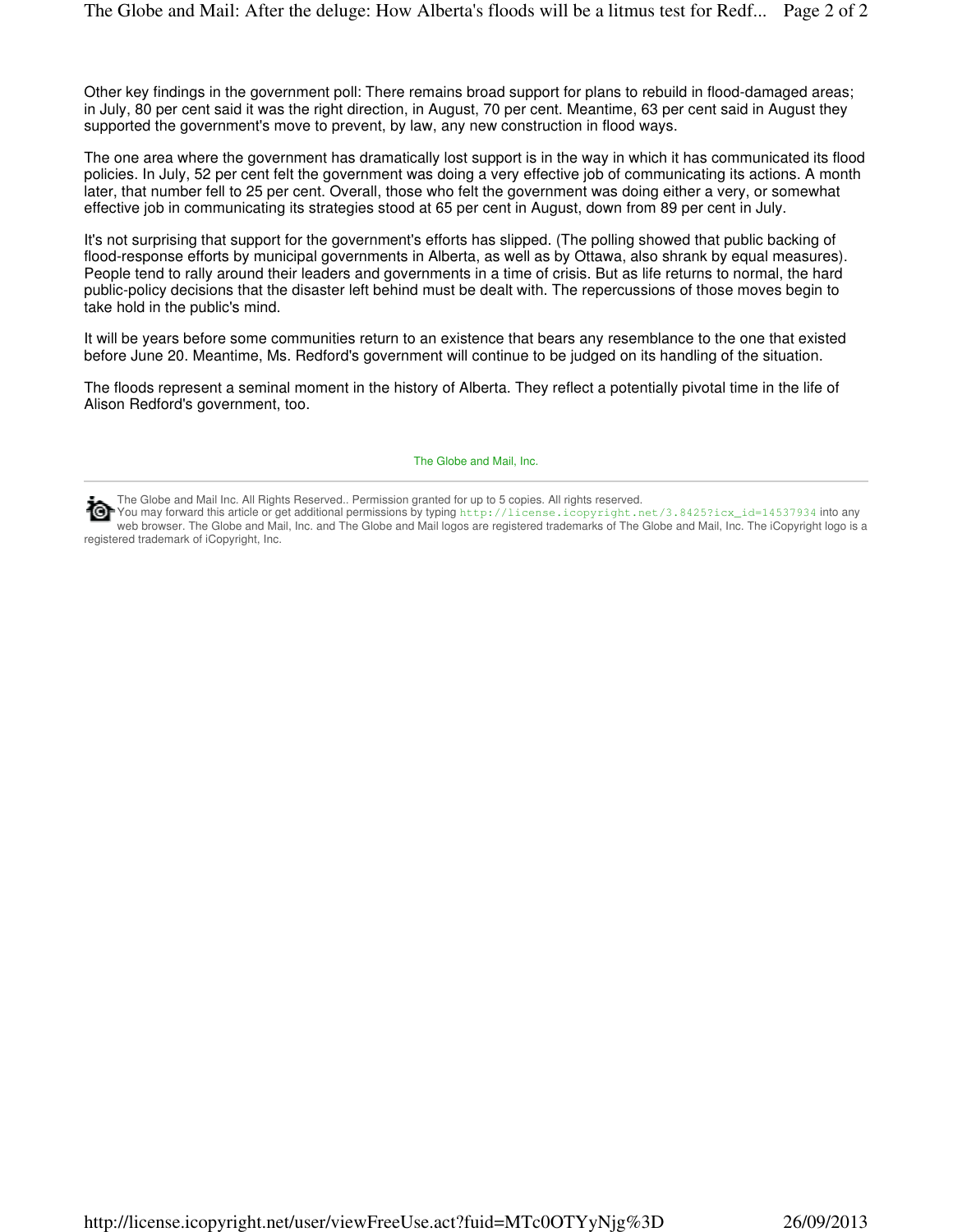Other key findings in the government poll: There remains broad support for plans to rebuild in flood-damaged areas; in July, 80 per cent said it was the right direction, in August, 70 per cent. Meantime, 63 per cent said in August they supported the government's move to prevent, by law, any new construction in flood ways.

The one area where the government has dramatically lost support is in the way in which it has communicated its flood policies. In July, 52 per cent felt the government was doing a very effective job of communicating its actions. A month later, that number fell to 25 per cent. Overall, those who felt the government was doing either a very, or somewhat effective job in communicating its strategies stood at 65 per cent in August, down from 89 per cent in July.

It's not surprising that support for the government's efforts has slipped. (The polling showed that public backing of flood-response efforts by municipal governments in Alberta, as well as by Ottawa, also shrank by equal measures). People tend to rally around their leaders and governments in a time of crisis. But as life returns to normal, the hard public-policy decisions that the disaster left behind must be dealt with. The repercussions of those moves begin to take hold in the public's mind.

It will be years before some communities return to an existence that bears any resemblance to the one that existed before June 20. Meantime, Ms. Redford's government will continue to be judged on its handling of the situation.

The floods represent a seminal moment in the history of Alberta. They reflect a potentially pivotal time in the life of Alison Redford's government, too.

The Globe and Mail, Inc.

---

The Globe and Mail Inc. All Rights Reserved.. Permission granted for up to 5 copies. All rights reserved.
You may forward this article or get additional permissions by typing http://license.icopyright.net/3.8425?icx_id=14537934 into any web browser. The Globe and Mail, Inc. and The Globe and Mail logos are registered trademarks of The Globe and Mail, Inc. The iCopyright logo is a registered trademark of iCopyright, Inc.